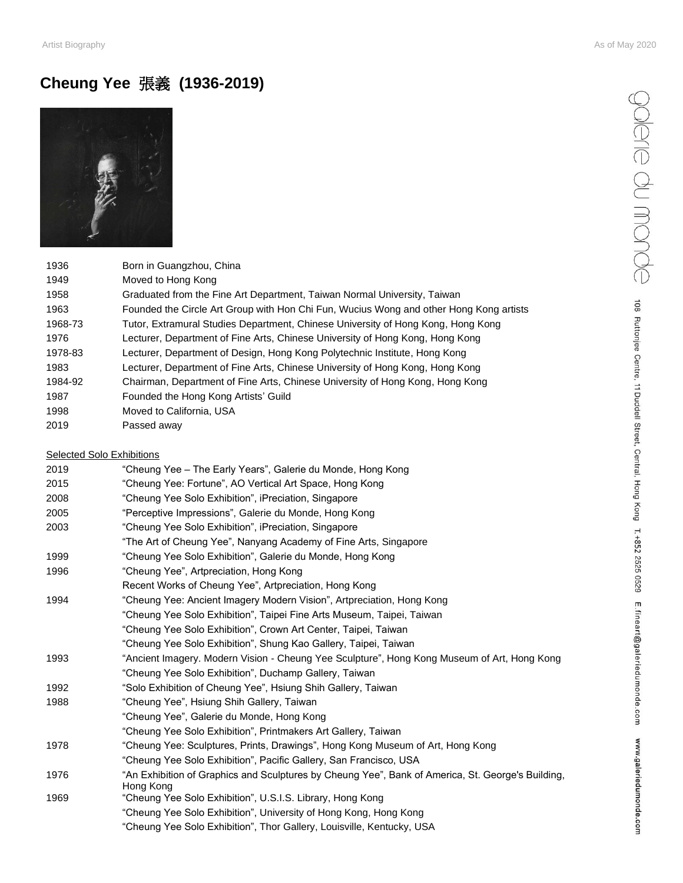# Cheung Yee 張義 (1936-2019)

| | |
|---|---|
| 1936 | Born in Guangzhou, China |
| 1949 | Moved to Hong Kong |
| 1958 | Graduated from the Fine Art Department, Taiwan Normal University, Taiwan |
| 1963 | Founded the Circle Art Group with Hon Chi Fun, Wucius Wong and other Hong Kong artists |
| 1968-73 | Tutor, Extramural Studies Department, Chinese University of Hong Kong, Hong Kong |
| 1976 | Lecturer, Department of Fine Arts, Chinese University of Hong Kong, Hong Kong |
| 1978-83 | Lecturer, Department of Design, Hong Kong Polytechnic Institute, Hong Kong |
| 1983 | Lecturer, Department of Fine Arts, Chinese University of Hong Kong, Hong Kong |
| 1984-92 | Chairman, Department of Fine Arts, Chinese University of Hong Kong, Hong Kong |
| 1987 | Founded the Hong Kong Artists' Guild |
| 1998 | Moved to California, USA |
| 2019 | Passed away |

## Selected Solo Exhibitions

| | |
|---|---|
| 2019 | "Cheung Yee – The Early Years", Galerie du Monde, Hong Kong |
| 2015 | "Cheung Yee: Fortune", AO Vertical Art Space, Hong Kong |
| 2008 | "Cheung Yee Solo Exhibition", iPreciation, Singapore |
| 2005 | "Perceptive Impressions", Galerie du Monde, Hong Kong |
| 2003 | "Cheung Yee Solo Exhibition", iPreciation, Singapore |
| | "The Art of Cheung Yee", Nanyang Academy of Fine Arts, Singapore |
| 1999 | "Cheung Yee Solo Exhibition", Galerie du Monde, Hong Kong |
| 1996 | "Cheung Yee", Artpreciation, Hong Kong |
| | Recent Works of Cheung Yee", Artpreciation, Hong Kong |
| 1994 | "Cheung Yee: Ancient Imagery Modern Vision", Artpreciation, Hong Kong |
| | "Cheung Yee Solo Exhibition", Taipei Fine Arts Museum, Taipei, Taiwan |
| | "Cheung Yee Solo Exhibition", Crown Art Center, Taipei, Taiwan |
| | "Cheung Yee Solo Exhibition", Shung Kao Gallery, Taipei, Taiwan |
| 1993 | "Ancient Imagery. Modern Vision - Cheung Yee Sculpture", Hong Kong Museum of Art, Hong Kong |
| | "Cheung Yee Solo Exhibition", Duchamp Gallery, Taiwan |
| 1992 | "Solo Exhibition of Cheung Yee", Hsiung Shih Gallery, Taiwan |
| 1988 | "Cheung Yee", Hsiung Shih Gallery, Taiwan |
| | "Cheung Yee", Galerie du Monde, Hong Kong |
| | "Cheung Yee Solo Exhibition", Printmakers Art Gallery, Taiwan |
| 1978 | "Cheung Yee: Sculptures, Prints, Drawings", Hong Kong Museum of Art, Hong Kong |
| | "Cheung Yee Solo Exhibition", Pacific Gallery, San Francisco, USA |
| 1976 | "An Exhibition of Graphics and Sculptures by Cheung Yee", Bank of America, St. George's Building, Hong Kong |
| 1969 | "Cheung Yee Solo Exhibition", U.S.I.S. Library, Hong Kong |
| | "Cheung Yee Solo Exhibition", University of Hong Kong, Hong Kong |
| | "Cheung Yee Solo Exhibition", Thor Gallery, Louisville, Kentucky, USA |

galerie du monde

108 Ruttonjee Centre, 11 Duddell Street, Central, Hong Kong T.+852 2525 0529 E.fineart@galeriedumonde.com www.galeriedumonde.com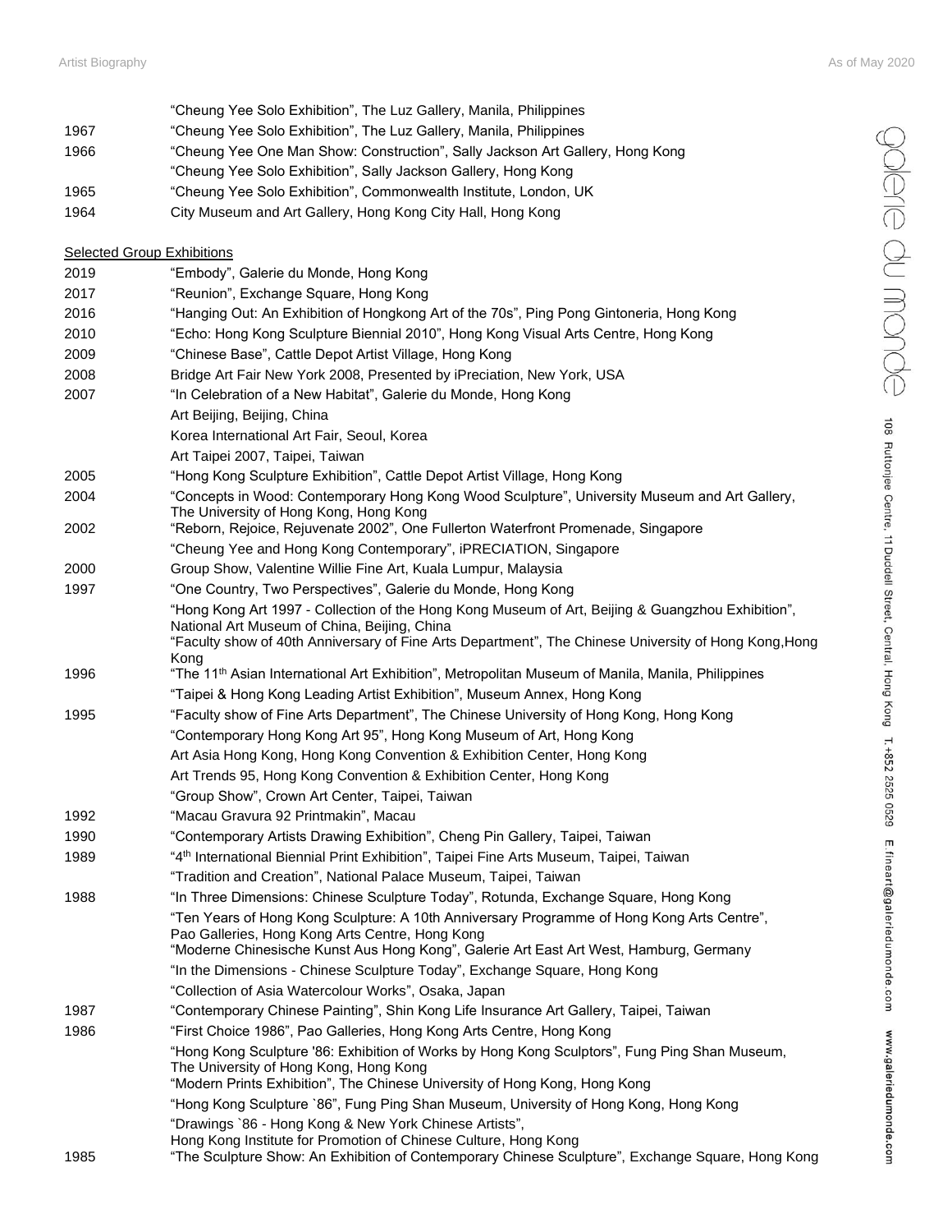| | |
|---|---|
| | "Cheung Yee Solo Exhibition", The Luz Gallery, Manila, Philippines |
| 1967 | "Cheung Yee Solo Exhibition", The Luz Gallery, Manila, Philippines |
| 1966 | "Cheung Yee One Man Show: Construction", Sally Jackson Art Gallery, Hong Kong |
| | "Cheung Yee Solo Exhibition", Sally Jackson Gallery, Hong Kong |
| 1965 | "Cheung Yee Solo Exhibition", Commonwealth Institute, London, UK |
| 1964 | City Museum and Art Gallery, Hong Kong City Hall, Hong Kong |

Selected Group Exhibitions

| | |
|---|---|
| 2019 | "Embody", Galerie du Monde, Hong Kong |
| 2017 | "Reunion", Exchange Square, Hong Kong |
| 2016 | "Hanging Out: An Exhibition of Hongkong Art of the 70s", Ping Pong Gintoneria, Hong Kong |
| 2010 | "Echo: Hong Kong Sculpture Biennial 2010", Hong Kong Visual Arts Centre, Hong Kong |
| 2009 | "Chinese Base", Cattle Depot Artist Village, Hong Kong |
| 2008 | Bridge Art Fair New York 2008, Presented by iPreciation, New York, USA |
| 2007 | "In Celebration of a New Habitat", Galerie du Monde, Hong Kong |
| | Art Beijing, Beijing, China |
| | Korea International Art Fair, Seoul, Korea |
| | Art Taipei 2007, Taipei, Taiwan |
| 2005 | "Hong Kong Sculpture Exhibition", Cattle Depot Artist Village, Hong Kong |
| 2004 | "Concepts in Wood: Contemporary Hong Kong Wood Sculpture", University Museum and Art Gallery, The University of Hong Kong, Hong Kong |
| 2002 | "Reborn, Rejoice, Rejuvenate 2002", One Fullerton Waterfront Promenade, Singapore |
| | "Cheung Yee and Hong Kong Contemporary", iPRECIATION, Singapore |
| 2000 | Group Show, Valentine Willie Fine Art, Kuala Lumpur, Malaysia |
| 1997 | "One Country, Two Perspectives", Galerie du Monde, Hong Kong |
| | "Hong Kong Art 1997 - Collection of the Hong Kong Museum of Art, Beijing & Guangzhou Exhibition", National Art Museum of China, Beijing, China |
| | "Faculty show of 40th Anniversary of Fine Arts Department", The Chinese University of Hong Kong,Hong Kong |
| 1996 | "The 11th Asian International Art Exhibition", Metropolitan Museum of Manila, Manila, Philippines |
| | "Taipei & Hong Kong Leading Artist Exhibition", Museum Annex, Hong Kong |
| 1995 | "Faculty show of Fine Arts Department", The Chinese University of Hong Kong, Hong Kong |
| | "Contemporary Hong Kong Art 95", Hong Kong Museum of Art, Hong Kong |
| | Art Asia Hong Kong, Hong Kong Convention & Exhibition Center, Hong Kong |
| | Art Trends 95, Hong Kong Convention & Exhibition Center, Hong Kong |
| | "Group Show", Crown Art Center, Taipei, Taiwan |
| 1992 | "Macau Gravura 92 Printmakin", Macau |
| 1990 | "Contemporary Artists Drawing Exhibition", Cheng Pin Gallery, Taipei, Taiwan |
| 1989 | "4th International Biennial Print Exhibition", Taipei Fine Arts Museum, Taipei, Taiwan |
| | "Tradition and Creation", National Palace Museum, Taipei, Taiwan |
| 1988 | "In Three Dimensions: Chinese Sculpture Today", Rotunda, Exchange Square, Hong Kong |
| | "Ten Years of Hong Kong Sculpture: A 10th Anniversary Programme of Hong Kong Arts Centre", Pao Galleries, Hong Kong Arts Centre, Hong Kong |
| | "Moderne Chinesische Kunst Aus Hong Kong", Galerie Art East Art West, Hamburg, Germany |
| | "In the Dimensions - Chinese Sculpture Today", Exchange Square, Hong Kong |
| | "Collection of Asia Watercolour Works", Osaka, Japan |
| 1987 | "Contemporary Chinese Painting", Shin Kong Life Insurance Art Gallery, Taipei, Taiwan |
| 1986 | "First Choice 1986", Pao Galleries, Hong Kong Arts Centre, Hong Kong |
| | "Hong Kong Sculpture '86: Exhibition of Works by Hong Kong Sculptors", Fung Ping Shan Museum, The University of Hong Kong, Hong Kong |
| | "Modern Prints Exhibition", The Chinese University of Hong Kong, Hong Kong |
| | "Hong Kong Sculpture `86", Fung Ping Shan Museum, University of Hong Kong, Hong Kong |
| | "Drawings `86 - Hong Kong & New York Chinese Artists", Hong Kong Institute for Promotion of Chinese Culture, Hong Kong |
| 1985 | "The Sculpture Show: An Exhibition of Contemporary Chinese Sculpture", Exchange Square, Hong Kong |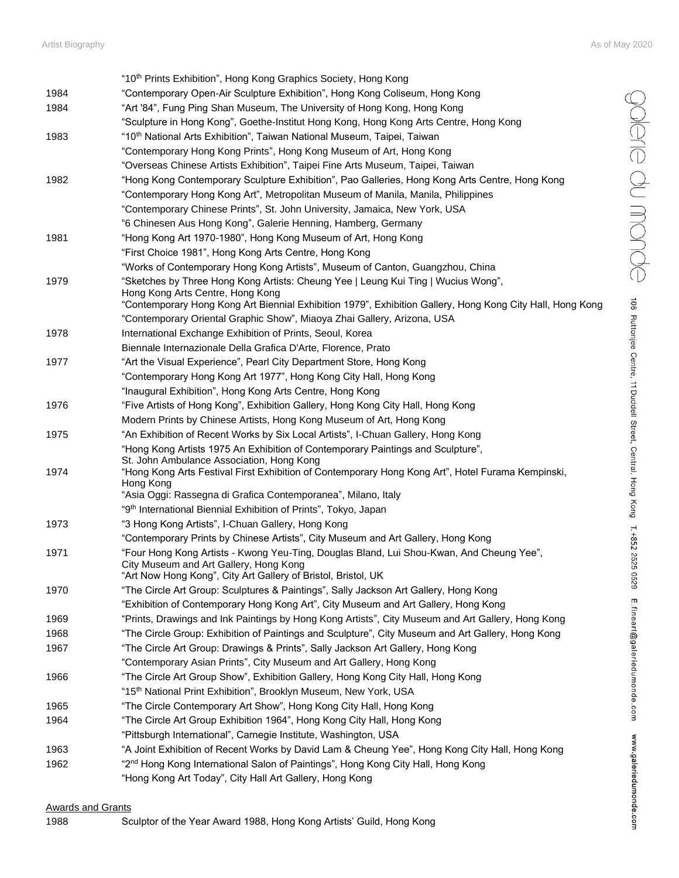| | |
|---|---|
| | "10th Prints Exhibition", Hong Kong Graphics Society, Hong Kong |
| 1984 | "Contemporary Open-Air Sculpture Exhibition", Hong Kong Coliseum, Hong Kong |
| 1984 | "Art '84", Fung Ping Shan Museum, The University of Hong Kong, Hong Kong |
| | "Sculpture in Hong Kong", Goethe-Institut Hong Kong, Hong Kong Arts Centre, Hong Kong |
| 1983 | "10th National Arts Exhibition", Taiwan National Museum, Taipei, Taiwan |
| | "Contemporary Hong Kong Prints", Hong Kong Museum of Art, Hong Kong |
| | "Overseas Chinese Artists Exhibition", Taipei Fine Arts Museum, Taipei, Taiwan |
| 1982 | "Hong Kong Contemporary Sculpture Exhibition", Pao Galleries, Hong Kong Arts Centre, Hong Kong |
| | "Contemporary Hong Kong Art", Metropolitan Museum of Manila, Manila, Philippines |
| | "Contemporary Chinese Prints", St. John University, Jamaica, New York, USA |
| | "6 Chinesen Aus Hong Kong", Galerie Henning, Hamberg, Germany |
| 1981 | "Hong Kong Art 1970-1980", Hong Kong Museum of Art, Hong Kong |
| | "First Choice 1981", Hong Kong Arts Centre, Hong Kong |
| | "Works of Contemporary Hong Kong Artists", Museum of Canton, Guangzhou, China |
| 1979 | "Sketches by Three Hong Kong Artists: Cheung Yee \| Leung Kui Ting \| Wucius Wong", Hong Kong Arts Centre, Hong Kong |
| | "Contemporary Hong Kong Art Biennial Exhibition 1979", Exhibition Gallery, Hong Kong City Hall, Hong Kong |
| | "Contemporary Oriental Graphic Show", Miaoya Zhai Gallery, Arizona, USA |
| 1978 | International Exchange Exhibition of Prints, Seoul, Korea |
| | Biennale Internazionale Della Grafica D'Arte, Florence, Prato |
| 1977 | "Art the Visual Experience", Pearl City Department Store, Hong Kong |
| | "Contemporary Hong Kong Art 1977", Hong Kong City Hall, Hong Kong |
| | "Inaugural Exhibition", Hong Kong Arts Centre, Hong Kong |
| 1976 | "Five Artists of Hong Kong", Exhibition Gallery, Hong Kong City Hall, Hong Kong |
| | Modern Prints by Chinese Artists, Hong Kong Museum of Art, Hong Kong |
| 1975 | "An Exhibition of Recent Works by Six Local Artists", I-Chuan Gallery, Hong Kong |
| | "Hong Kong Artists 1975 An Exhibition of Contemporary Paintings and Sculpture", St. John Ambulance Association, Hong Kong |
| 1974 | "Hong Kong Arts Festival First Exhibition of Contemporary Hong Kong Art", Hotel Furama Kempinski, Hong Kong |
| | "Asia Oggi: Rassegna di Grafica Contemporanea", Milano, Italy |
| | "9th International Biennial Exhibition of Prints", Tokyo, Japan |
| 1973 | "3 Hong Kong Artists", I-Chuan Gallery, Hong Kong |
| | "Contemporary Prints by Chinese Artists", City Museum and Art Gallery, Hong Kong |
| 1971 | "Four Hong Kong Artists - Kwong Yeu-Ting, Douglas Bland, Lui Shou-Kwan, And Cheung Yee", City Museum and Art Gallery, Hong Kong |
| | "Art Now Hong Kong", City Art Gallery of Bristol, Bristol, UK |
| 1970 | "The Circle Art Group: Sculptures & Paintings", Sally Jackson Art Gallery, Hong Kong |
| | "Exhibition of Contemporary Hong Kong Art", City Museum and Art Gallery, Hong Kong |
| 1969 | "Prints, Drawings and Ink Paintings by Hong Kong Artists", City Museum and Art Gallery, Hong Kong |
| 1968 | "The Circle Group: Exhibition of Paintings and Sculpture", City Museum and Art Gallery, Hong Kong |
| 1967 | "The Circle Art Group: Drawings & Prints", Sally Jackson Art Gallery, Hong Kong |
| | "Contemporary Asian Prints", City Museum and Art Gallery, Hong Kong |
| 1966 | "The Circle Art Group Show", Exhibition Gallery, Hong Kong City Hall, Hong Kong |
| | "15th National Print Exhibition", Brooklyn Museum, New York, USA |
| 1965 | "The Circle Contemporary Art Show", Hong Kong City Hall, Hong Kong |
| 1964 | "The Circle Art Group Exhibition 1964", Hong Kong City Hall, Hong Kong |
| | "Pittsburgh International", Carnegie Institute, Washington, USA |
| 1963 | "A Joint Exhibition of Recent Works by David Lam & Cheung Yee", Hong Kong City Hall, Hong Kong |
| 1962 | "2nd Hong Kong International Salon of Paintings", Hong Kong City Hall, Hong Kong |
| | "Hong Kong Art Today", City Hall Art Gallery, Hong Kong |

## Awards and Grants

| | |
|---|---|
| 1988 | Sculptor of the Year Award 1988, Hong Kong Artists' Guild, Hong Kong |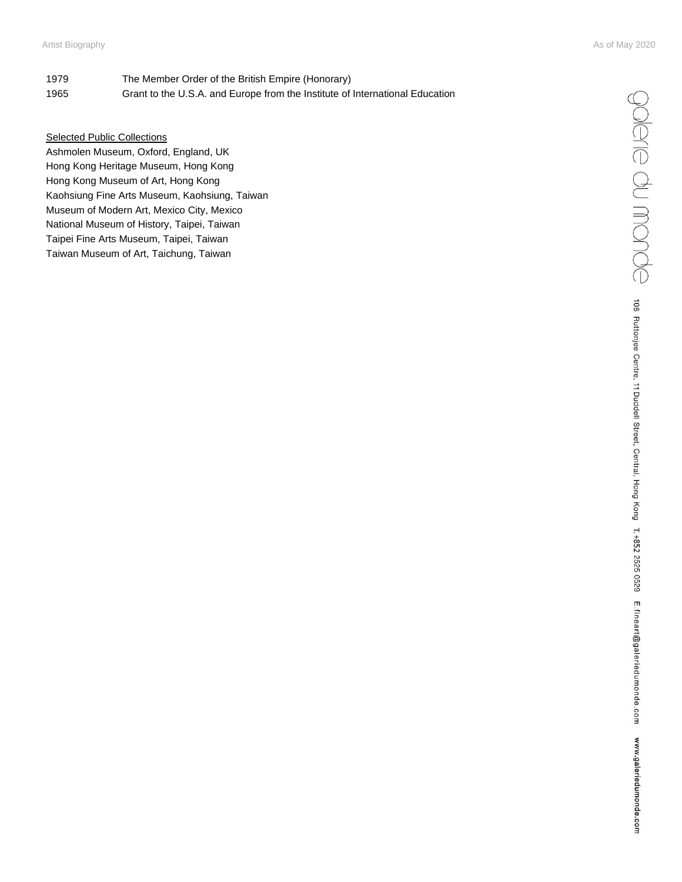1979 The Member Order of the British Empire (Honorary)

1965 Grant to the U.S.A. and Europe from the Institute of International Education

<u>Selected Public Collections</u>

Ashmolen Museum, Oxford, England, UK
Hong Kong Heritage Museum, Hong Kong
Hong Kong Museum of Art, Hong Kong
Kaohsiung Fine Arts Museum, Kaohsiung, Taiwan
Museum of Modern Art, Mexico City, Mexico
National Museum of History, Taipei, Taiwan
Taipei Fine Arts Museum, Taipei, Taiwan
Taiwan Museum of Art, Taichung, Taiwan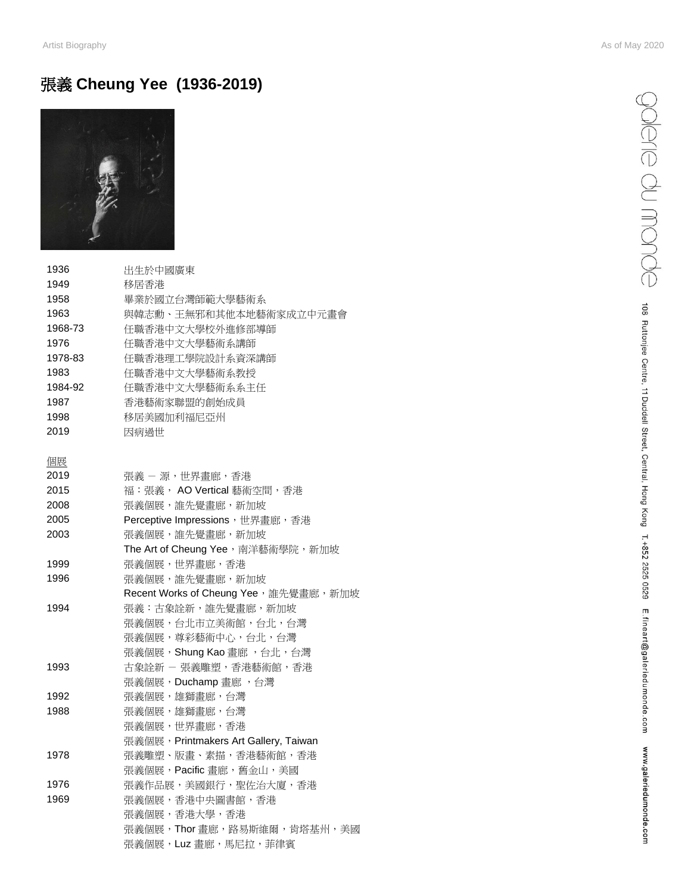# 張義 Cheung Yee (1936-2019)

| | |
|---|---|
| 1936 | 出生於中國廣東 |
| 1949 | 移居香港 |
| 1958 | 畢業於國立台灣師範大學藝術系 |
| 1963 | 與韓志勳、王無邪和其他本地藝術家成立中元畫會 |
| 1968-73 | 任職香港中文大學校外進修部導師 |
| 1976 | 任職香港中文大學藝術系講師 |
| 1978-83 | 任職香港理工學院設計系資深講師 |
| 1983 | 任職香港中文大學藝術系教授 |
| 1984-92 | 任職香港中文大學藝術系系主任 |
| 1987 | 香港藝術家聯盟的創始成員 |
| 1998 | 移居美國加利福尼亞州 |
| 2019 | 因病過世 |

## 個展

| | |
|---|---|
| 2019 | 張義 － 源，世界畫廊，香港 |
| 2015 | 福：張義， AO Vertical 藝術空間，香港 |
| 2008 | 張義個展，誰先覺畫廊，新加坡 |
| 2005 | Perceptive Impressions，世界畫廊，香港 |
| 2003 | 張義個展，誰先覺畫廊，新加坡 |
| | The Art of Cheung Yee，南洋藝術學院，新加坡 |
| 1999 | 張義個展，世界畫廊，香港 |
| 1996 | 張義個展，誰先覺畫廊，新加坡 |
| | Recent Works of Cheung Yee，誰先覺畫廊，新加坡 |
| 1994 | 張義：古象詮新，誰先覺畫廊，新加坡 |
| | 張義個展，台北市立美術館，台北，台灣 |
| | 張義個展，尊彩藝術中心，台北，台灣 |
| | 張義個展，Shung Kao 畫廊 ，台北，台灣 |
| 1993 | 古象詮新 － 張義雕塑，香港藝術館，香港 |
| | 張義個展，Duchamp 畫廊 ，台灣 |
| 1992 | 張義個展，雄獅畫廊，台灣 |
| 1988 | 張義個展，雄獅畫廊，台灣 |
| | 張義個展，世界畫廊，香港 |
| | 張義個展，Printmakers Art Gallery, Taiwan |
| 1978 | 張義雕塑、版畫、素描，香港藝術館，香港 |
| | 張義個展，Pacific 畫廊，舊金山，美國 |
| 1976 | 張義作品展，美國銀行，聖佐治大廈，香港 |
| 1969 | 張義個展，香港中央圖書館，香港 |
| | 張義個展，香港大學，香港 |
| | 張義個展，Thor 畫廊，路易斯維爾，肯塔基州，美國 |
| | 張義個展，Luz 畫廊，馬尼拉，菲律賓 |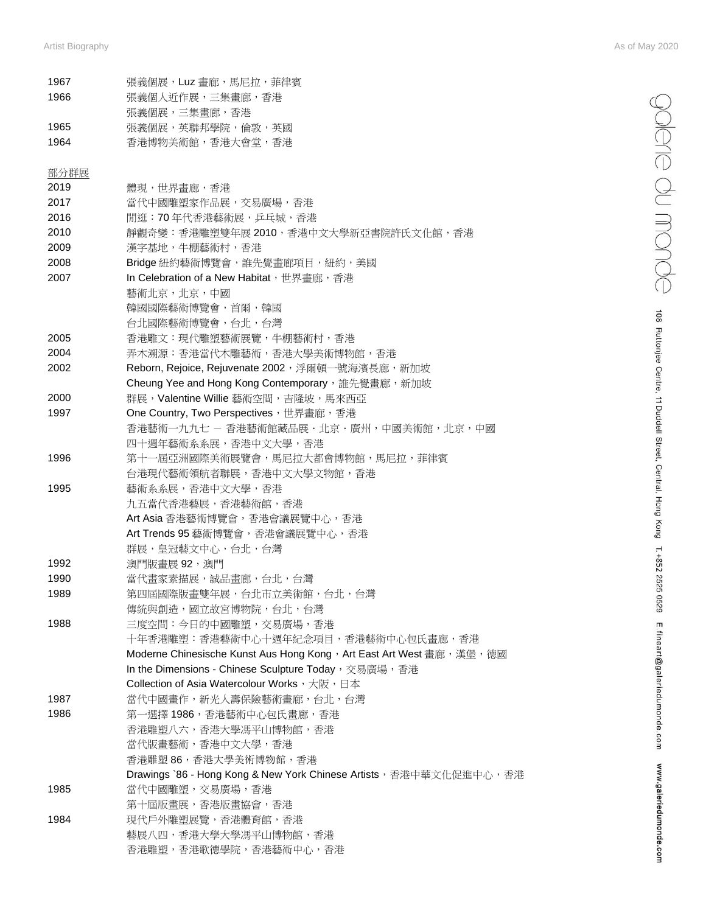| | |
|---|---|
| 1967 | 張義個展，Luz 畫廊，馬尼拉，菲律賓 |
| 1966 | 張義個人近作展，三集畫廊，香港 |
| | 張義個展，三集畫廊，香港 |
| 1965 | 張義個展，英聯邦學院，倫敦，英國 |
| 1964 | 香港博物美術館，香港大會堂，香港 |

部分群展

| | |
|---|---|
| 2019 | 體現，世界畫廊，香港 |
| 2017 | 當代中國雕塑家作品展，交易廣場，香港 |
| 2016 | 閒逛：70 年代香港藝術展，乒乓城，香港 |
| 2010 | 靜觀奇變：香港雕塑雙年展 2010，香港中文大學新亞書院許氏文化館，香港 |
| 2009 | 漢字基地，牛棚藝術村，香港 |
| 2008 | Bridge 紐約藝術博覽會，誰先覺畫廊項目，紐約，美國 |
| 2007 | In Celebration of a New Habitat，世界畫廊，香港 |
| | 藝術北京，北京，中國 |
| | 韓國國際藝術博覽會，首爾，韓國 |
| | 台北國際藝術博覽會，台北，台灣 |
| 2005 | 香港雕文：現代雕塑藝術展覽，牛棚藝術村，香港 |
| 2004 | 弄木溯源：香港當代木雕藝術，香港大學美術博物館，香港 |
| 2002 | Reborn, Rejoice, Rejuvenate 2002，浮爾頓一號海濱長廊，新加坡 |
| | Cheung Yee and Hong Kong Contemporary，誰先覺畫廊，新加坡 |
| 2000 | 群展，Valentine Willie 藝術空間，吉隆坡，馬來西亞 |
| 1997 | One Country, Two Perspectives，世界畫廊，香港 |
| | 香港藝術一九九七 － 香港藝術館藏品展．北京．廣州，中國美術館，北京，中國 |
| | 四十週年藝術系系展，香港中文大學，香港 |
| 1996 | 第十一屆亞洲國際美術展覽會，馬尼拉大都會博物館，馬尼拉，菲律賓 |
| | 台港現代藝術領航者聯展，香港中文大學文物館，香港 |
| 1995 | 藝術系系展，香港中文大學，香港 |
| | 九五當代香港藝展，香港藝術館，香港 |
| | Art Asia 香港藝術博覽會，香港會議展覽中心，香港 |
| | Art Trends 95 藝術博覽會，香港會議展覽中心，香港 |
| | 群展，皇冠藝文中心，台北，台灣 |
| 1992 | 澳門版畫展 92，澳門 |
| 1990 | 當代畫家素描展，誠品畫廊，台北，台灣 |
| 1989 | 第四屆國際版畫雙年展，台北市立美術館，台北，台灣 |
| | 傳統與創造，國立故宮博物院，台北，台灣 |
| 1988 | 三度空間：今日的中國雕塑，交易廣場，香港 |
| | 十年香港雕塑：香港藝術中心十週年紀念項目，香港藝術中心包氏畫廊，香港 |
| | Moderne Chinesische Kunst Aus Hong Kong，Art East Art West 畫廊，漢堡，德國 |
| | In the Dimensions - Chinese Sculpture Today，交易廣場，香港 |
| | Collection of Asia Watercolour Works，大阪，日本 |
| 1987 | 當代中國畫作，新光人壽保險藝術畫廊，台北，台灣 |
| 1986 | 第一選擇 1986，香港藝術中心包氏畫廊，香港 |
| | 香港雕塑八六，香港大學馮平山博物館，香港 |
| | 當代版畫藝術，香港中文大學，香港 |
| | 香港雕塑 86，香港大學美術博物館，香港 |
| | Drawings `86 - Hong Kong & New York Chinese Artists，香港中華文化促進中心，香港 |
| 1985 | 當代中國雕塑，交易廣場，香港 |
| | 第十屆版畫展，香港版畫協會，香港 |
| 1984 | 現代戶外雕塑展覽，香港體育館，香港 |
| | 藝展八四，香港大學大學馮平山博物館，香港 |
| | 香港雕塑，香港歌德學院，香港藝術中心，香港 |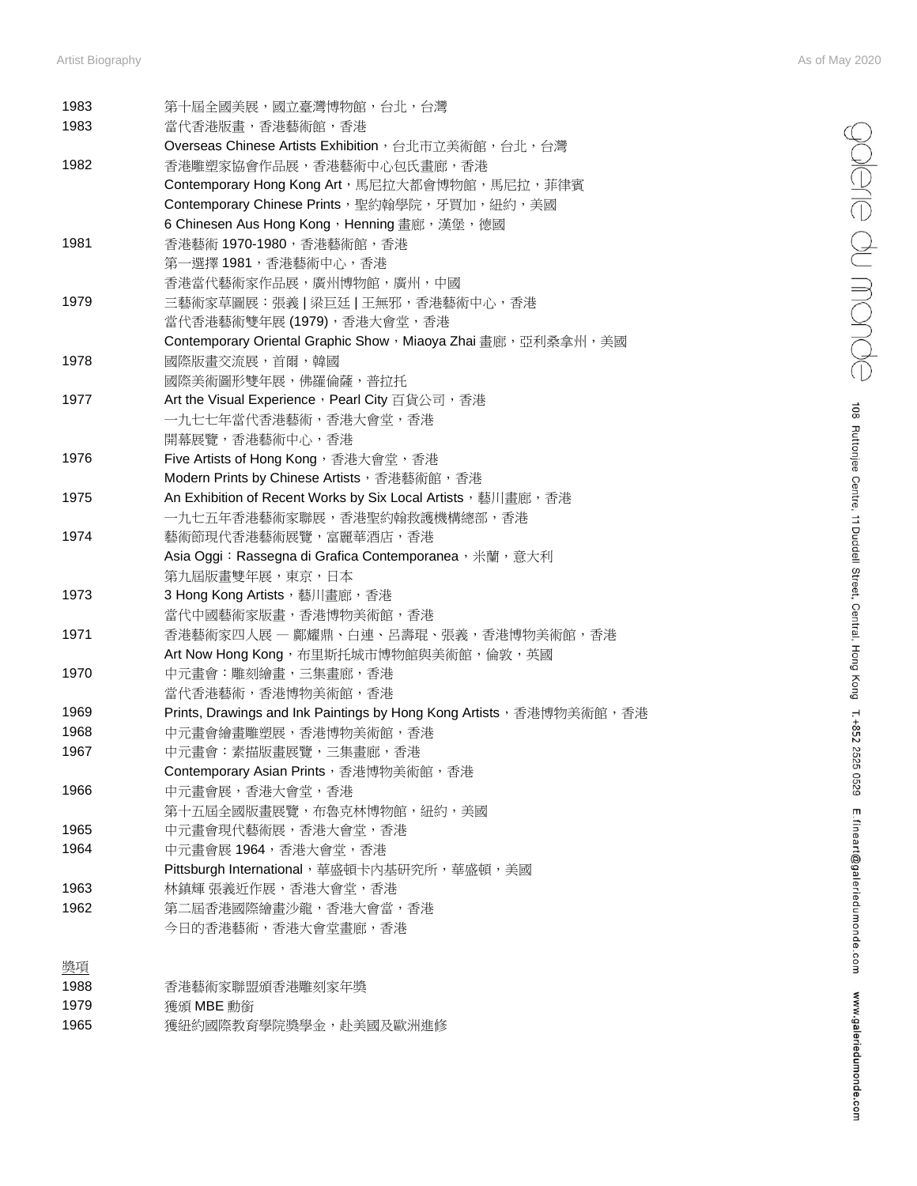| | |
|---|---|
| 1983 | 第十屆全國美展，國立臺灣博物館，台北，台灣 |
| 1983 | 當代香港版畫，香港藝術館，香港 |
| | Overseas Chinese Artists Exhibition，台北市立美術館，台北，台灣 |
| 1982 | 香港雕塑家協會作品展，香港藝術中心包氏畫廊，香港 |
| | Contemporary Hong Kong Art，馬尼拉大都會博物館，馬尼拉，菲律賓 |
| | Contemporary Chinese Prints，聖約翰學院，牙買加，紐約，美國 |
| | 6 Chinesen Aus Hong Kong，Henning 畫廊，漢堡，德國 |
| 1981 | 香港藝術 1970-1980，香港藝術館，香港 |
| | 第一選擇 1981，香港藝術中心，香港 |
| | 香港當代藝術家作品展，廣州博物館，廣州，中國 |
| 1979 | 三藝術家草圖展：張義 \| 梁巨廷 \| 王無邪，香港藝術中心，香港 |
| | 當代香港藝術雙年展 (1979)，香港大會堂，香港 |
| | Contemporary Oriental Graphic Show，Miaoya Zhai 畫廊，亞利桑拿州，美國 |
| 1978 | 國際版畫交流展，首爾，韓國 |
| | 國際美術圖形雙年展，佛羅倫薩，普拉托 |
| 1977 | Art the Visual Experience，Pearl City 百貨公司，香港 |
| | 一九七七年當代香港藝術，香港大會堂，香港 |
| | 開幕展覽，香港藝術中心，香港 |
| 1976 | Five Artists of Hong Kong，香港大會堂，香港 |
| | Modern Prints by Chinese Artists，香港藝術館，香港 |
| 1975 | An Exhibition of Recent Works by Six Local Artists，藝川畫廊，香港 |
| | 一九七五年香港藝術家聯展，香港聖約翰救護機構總部，香港 |
| 1974 | 藝術節現代香港藝術展覽，富麗華酒店，香港 |
| | Asia Oggi：Rassegna di Grafica Contemporanea，米蘭，意大利 |
| | 第九屆版畫雙年展，東京，日本 |
| 1973 | 3 Hong Kong Artists，藝川畫廊，香港 |
| | 當代中國藝術家版畫，香港博物美術館，香港 |
| 1971 | 香港藝術家四人展 — 鄺耀鼎、白連、呂壽琨、張義，香港博物美術館，香港 |
| | Art Now Hong Kong，布里斯托城市博物館與美術館，倫敦，英國 |
| 1970 | 中元畫會：雕刻繪畫，三集畫廊，香港 |
| | 當代香港藝術，香港博物美術館，香港 |
| 1969 | Prints, Drawings and Ink Paintings by Hong Kong Artists，香港博物美術館，香港 |
| 1968 | 中元畫會繪畫雕塑展，香港博物美術館，香港 |
| 1967 | 中元畫會：素描版畫展覽，三集畫廊，香港 |
| | Contemporary Asian Prints，香港博物美術館，香港 |
| 1966 | 中元畫會展，香港大會堂，香港 |
| | 第十五屆全國版畫展覽，布魯克林博物館，紐約，美國 |
| 1965 | 中元畫會現代藝術展，香港大會堂，香港 |
| 1964 | 中元畫會展 1964，香港大會堂，香港 |
| | Pittsburgh International，華盛頓卡內基研究所，華盛頓，美國 |
| 1963 | 林鎮輝 張義近作展，香港大會堂，香港 |
| 1962 | 第二屆香港國際繪畫沙龍，香港大會當，香港 |
| | 今日的香港藝術，香港大會堂畫廊，香港 |

## 獎項

| | |
|---|---|
| 1988 | 香港藝術家聯盟頒香港雕刻家年獎 |
| 1979 | 獲頒 MBE 勳銜 |
| 1965 | 獲紐約國際教育學院獎學金，赴美國及歐洲進修 |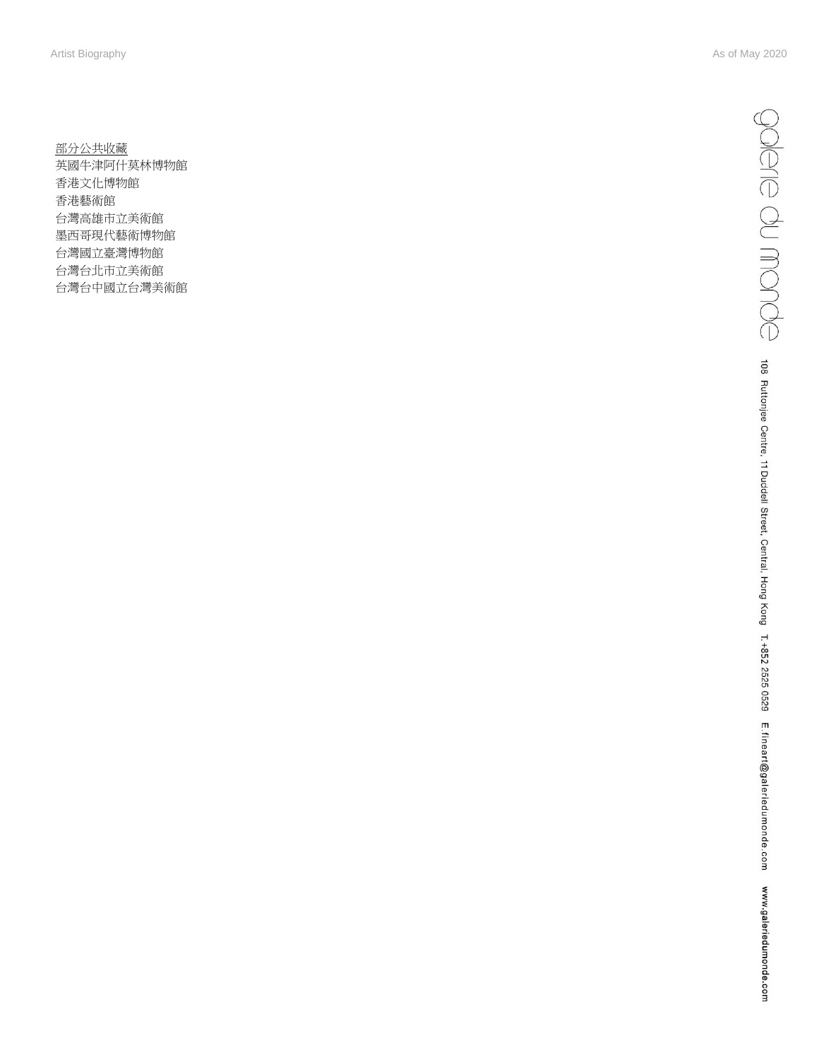部分公共收藏

英國牛津阿什莫林博物館
香港文化博物館
香港藝術館
台灣高雄市立美術館
墨西哥現代藝術博物館
台灣國立臺灣博物館
台灣台北市立美術館
台灣台中國立台灣美術館